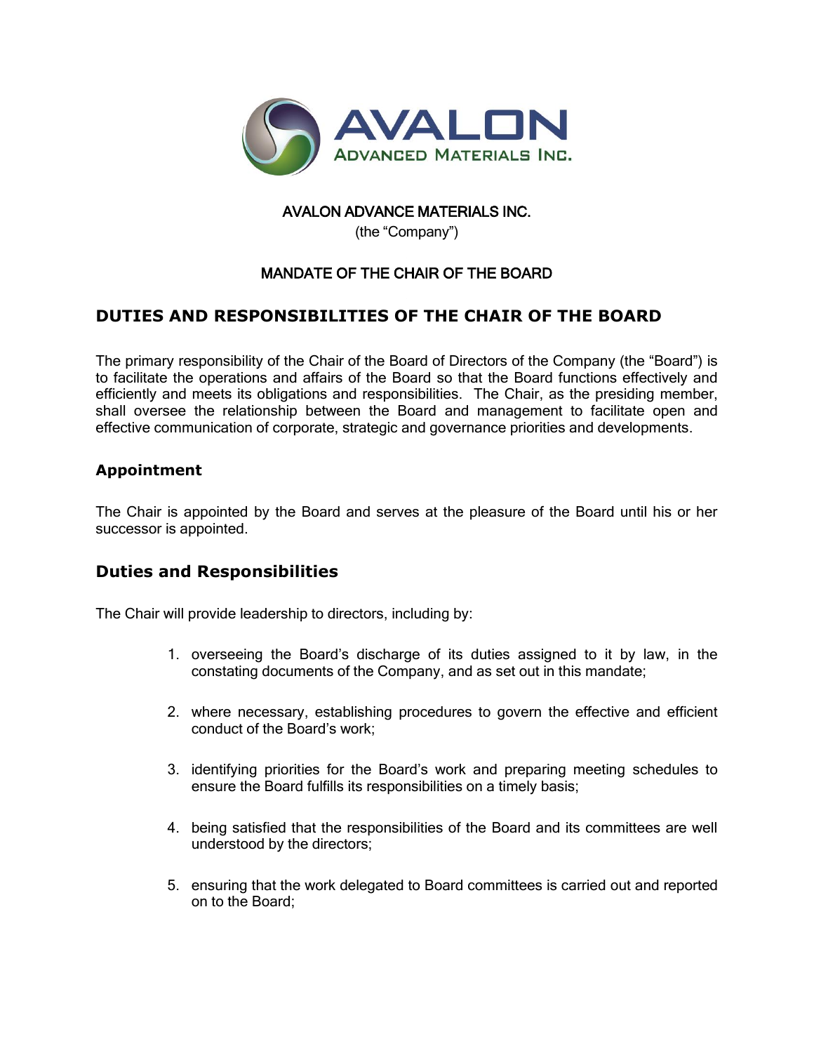AVALON ADVANCE MATERIALS INC.

(the "Company")

MANDATE OF THE CHAIR OF THE BOARD

## DUTIES AND RESPONSIBILITIES OF THE CHAIR OF THE BOARD

The primary responsibility of the Chair of the Board of Directors of the Company (the "Board") is to facilitate the operations and affairs of the Board so that the Board functions effectively and efficiently and meets its obligations and responsibilities. The Chair, as the presiding member, shall oversee the relationship between the Board and management to facilitate open and effective communication of corporate, strategic and governance priorities and developments.

### Appointment

The Chair is appointed by the Board and serves at the pleasure of the Board until his or her successor is appointed.

### Duties and Responsibilities

The Chair will provide leadership to directors, including by:

1. overseeing the Board's discharge of its duties assigned to it by law, in the constating documents of the Company, and as set out in this mandate;
2. where necessary, establishing procedures to govern the effective and efficient conduct of the Board's work;
3. identifying priorities for the Board's work and preparing meeting schedules to ensure the Board fulfills its responsibilities on a timely basis;
4. being satisfied that the responsibilities of the Board and its committees are well understood by the directors;
5. ensuring that the work delegated to Board committees is carried out and reported on to the Board;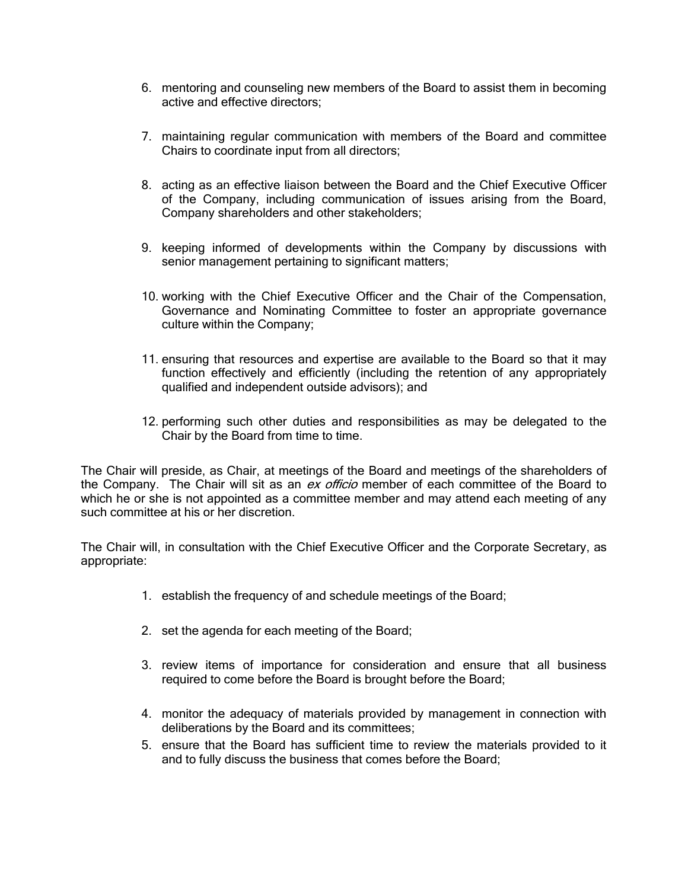6. mentoring and counseling new members of the Board to assist them in becoming active and effective directors;

7. maintaining regular communication with members of the Board and committee Chairs to coordinate input from all directors;

8. acting as an effective liaison between the Board and the Chief Executive Officer of the Company, including communication of issues arising from the Board, Company shareholders and other stakeholders;

9. keeping informed of developments within the Company by discussions with senior management pertaining to significant matters;

10. working with the Chief Executive Officer and the Chair of the Compensation, Governance and Nominating Committee to foster an appropriate governance culture within the Company;

11. ensuring that resources and expertise are available to the Board so that it may function effectively and efficiently (including the retention of any appropriately qualified and independent outside advisors); and

12. performing such other duties and responsibilities as may be delegated to the Chair by the Board from time to time.

The Chair will preside, as Chair, at meetings of the Board and meetings of the shareholders of the Company. The Chair will sit as an *ex officio* member of each committee of the Board to which he or she is not appointed as a committee member and may attend each meeting of any such committee at his or her discretion.

The Chair will, in consultation with the Chief Executive Officer and the Corporate Secretary, as appropriate:

1. establish the frequency of and schedule meetings of the Board;

2. set the agenda for each meeting of the Board;

3. review items of importance for consideration and ensure that all business required to come before the Board is brought before the Board;

4. monitor the adequacy of materials provided by management in connection with deliberations by the Board and its committees;
5. ensure that the Board has sufficient time to review the materials provided to it and to fully discuss the business that comes before the Board;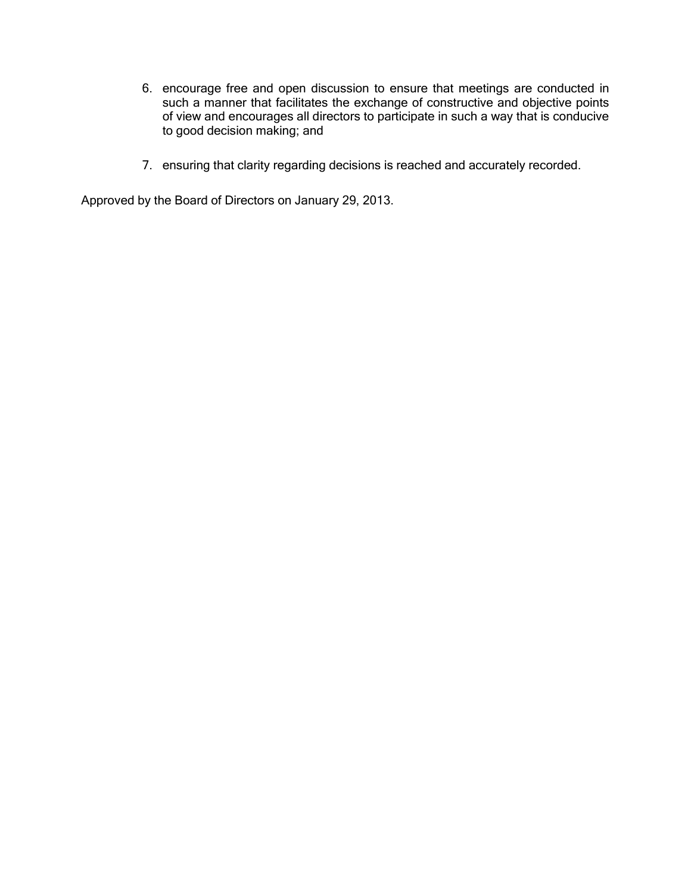6. encourage free and open discussion to ensure that meetings are conducted in such a manner that facilitates the exchange of constructive and objective points of view and encourages all directors to participate in such a way that is conducive to good decision making; and

7. ensuring that clarity regarding decisions is reached and accurately recorded.

Approved by the Board of Directors on January 29, 2013.